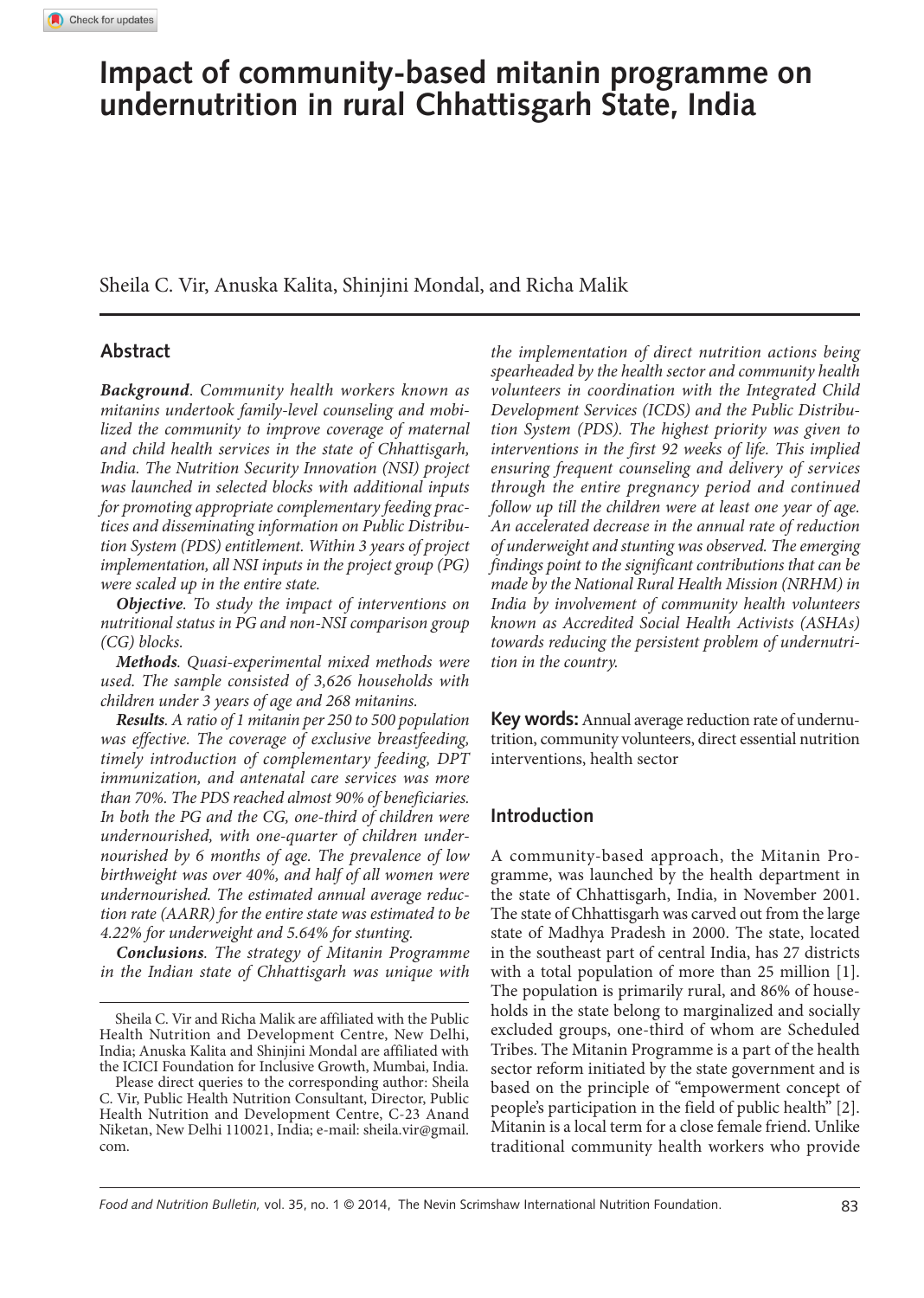# Impact of community-based mitanin programme on undernutrition in rural Chhattisgarh State, India

Sheila C. Vir, Anuska Kalita, Shinjini Mondal, and Richa Malik

## Abstract

***Background***. *Community health workers known as mitanins undertook family-level counseling and mobilized the community to improve coverage of maternal and child health services in the state of Chhattisgarh, India. The Nutrition Security Innovation (NSI) project was launched in selected blocks with additional inputs for promoting appropriate complementary feeding practices and disseminating information on Public Distribution System (PDS) entitlement. Within 3 years of project implementation, all NSI inputs in the project group (PG) were scaled up in the entire state.*

***Objective***. *To study the impact of interventions on nutritional status in PG and non-NSI comparison group (CG) blocks.*

***Methods***. *Quasi-experimental mixed methods were used. The sample consisted of 3,626 households with children under 3 years of age and 268 mitanins.*

***Results***. *A ratio of 1 mitanin per 250 to 500 population was effective. The coverage of exclusive breastfeeding, timely introduction of complementary feeding, DPT immunization, and antenatal care services was more than 70%. The PDS reached almost 90% of beneficiaries. In both the PG and the CG, one-third of children were undernourished, with one-quarter of children undernourished by 6 months of age. The prevalence of low birthweight was over 40%, and half of all women were undernourished. The estimated annual average reduction rate (AARR) for the entire state was estimated to be 4.22% for underweight and 5.64% for stunting.*

***Conclusions***. *The strategy of Mitanin Programme in the Indian state of Chhattisgarh was unique with the implementation of direct nutrition actions being spearheaded by the health sector and community health volunteers in coordination with the Integrated Child Development Services (ICDS) and the Public Distribution System (PDS). The highest priority was given to interventions in the first 92 weeks of life. This implied ensuring frequent counseling and delivery of services through the entire pregnancy period and continued follow up till the children were at least one year of age. An accelerated decrease in the annual rate of reduction of underweight and stunting was observed. The emerging findings point to the significant contributions that can be made by the National Rural Health Mission (NRHM) in India by involvement of community health volunteers known as Accredited Social Health Activists (ASHAs) towards reducing the persistent problem of undernutrition in the country.*

**Key words:** Annual average reduction rate of undernutrition, community volunteers, direct essential nutrition interventions, health sector

Sheila C. Vir and Richa Malik are affiliated with the Public Health Nutrition and Development Centre, New Delhi, India; Anuska Kalita and Shinjini Mondal are affiliated with the ICICI Foundation for Inclusive Growth, Mumbai, India.

Please direct queries to the corresponding author: Sheila C. Vir, Public Health Nutrition Consultant, Director, Public Health Nutrition and Development Centre, C-23 Anand Niketan, New Delhi 110021, India; e-mail: sheila.vir@gmail.com.

## Introduction

A community-based approach, the Mitanin Programme, was launched by the health department in the state of Chhattisgarh, India, in November 2001. The state of Chhattisgarh was carved out from the large state of Madhya Pradesh in 2000. The state, located in the southeast part of central India, has 27 districts with a total population of more than 25 million [1]. The population is primarily rural, and 86% of households in the state belong to marginalized and socially excluded groups, one-third of whom are Scheduled Tribes. The Mitanin Programme is a part of the health sector reform initiated by the state government and is based on the principle of "empowerment concept of people's participation in the field of public health" [2]. Mitanin is a local term for a close female friend. Unlike traditional community health workers who provide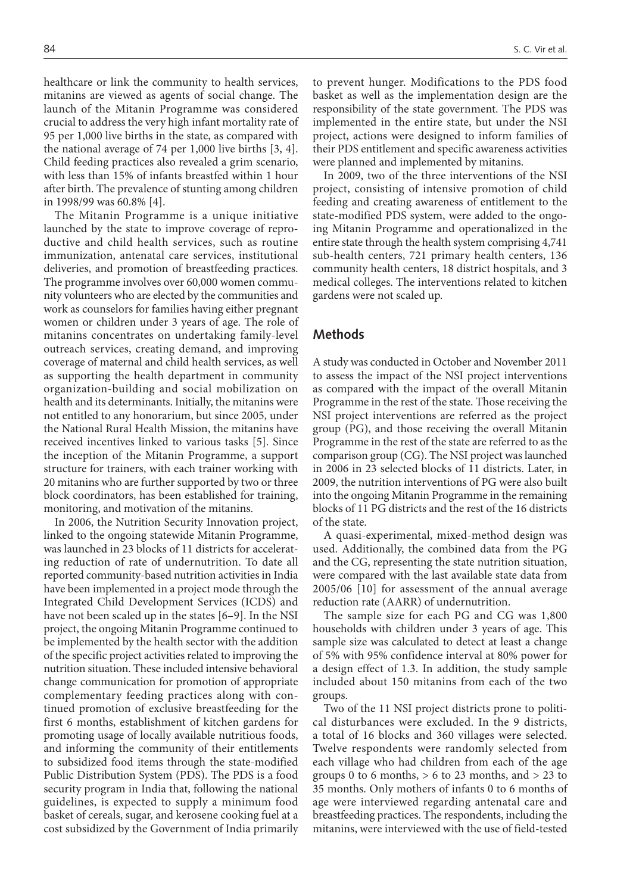healthcare or link the community to health services, mitanins are viewed as agents of social change. The launch of the Mitanin Programme was considered crucial to address the very high infant mortality rate of 95 per 1,000 live births in the state, as compared with the national average of 74 per 1,000 live births [3, 4]. Child feeding practices also revealed a grim scenario, with less than 15% of infants breastfed within 1 hour after birth. The prevalence of stunting among children in 1998/99 was 60.8% [4].

The Mitanin Programme is a unique initiative launched by the state to improve coverage of reproductive and child health services, such as routine immunization, antenatal care services, institutional deliveries, and promotion of breastfeeding practices. The programme involves over 60,000 women community volunteers who are elected by the communities and work as counselors for families having either pregnant women or children under 3 years of age. The role of mitanins concentrates on undertaking family-level outreach services, creating demand, and improving coverage of maternal and child health services, as well as supporting the health department in community organization-building and social mobilization on health and its determinants. Initially, the mitanins were not entitled to any honorarium, but since 2005, under the National Rural Health Mission, the mitanins have received incentives linked to various tasks [5]. Since the inception of the Mitanin Programme, a support structure for trainers, with each trainer working with 20 mitanins who are further supported by two or three block coordinators, has been established for training, monitoring, and motivation of the mitanins.

In 2006, the Nutrition Security Innovation project, linked to the ongoing statewide Mitanin Programme, was launched in 23 blocks of 11 districts for accelerating reduction of rate of undernutrition. To date all reported community-based nutrition activities in India have been implemented in a project mode through the Integrated Child Development Services (ICDS) and have not been scaled up in the states [6–9]. In the NSI project, the ongoing Mitanin Programme continued to be implemented by the health sector with the addition of the specific project activities related to improving the nutrition situation. These included intensive behavioral change communication for promotion of appropriate complementary feeding practices along with continued promotion of exclusive breastfeeding for the first 6 months, establishment of kitchen gardens for promoting usage of locally available nutritious foods, and informing the community of their entitlements to subsidized food items through the state-modified Public Distribution System (PDS). The PDS is a food security program in India that, following the national guidelines, is expected to supply a minimum food basket of cereals, sugar, and kerosene cooking fuel at a cost subsidized by the Government of India primarily to prevent hunger. Modifications to the PDS food basket as well as the implementation design are the responsibility of the state government. The PDS was implemented in the entire state, but under the NSI project, actions were designed to inform families of their PDS entitlement and specific awareness activities were planned and implemented by mitanins.

In 2009, two of the three interventions of the NSI project, consisting of intensive promotion of child feeding and creating awareness of entitlement to the state-modified PDS system, were added to the ongoing Mitanin Programme and operationalized in the entire state through the health system comprising 4,741 sub-health centers, 721 primary health centers, 136 community health centers, 18 district hospitals, and 3 medical colleges. The interventions related to kitchen gardens were not scaled up.

## Methods

A study was conducted in October and November 2011 to assess the impact of the NSI project interventions as compared with the impact of the overall Mitanin Programme in the rest of the state. Those receiving the NSI project interventions are referred as the project group (PG), and those receiving the overall Mitanin Programme in the rest of the state are referred to as the comparison group (CG). The NSI project was launched in 2006 in 23 selected blocks of 11 districts. Later, in 2009, the nutrition interventions of PG were also built into the ongoing Mitanin Programme in the remaining blocks of 11 PG districts and the rest of the 16 districts of the state.

A quasi-experimental, mixed-method design was used. Additionally, the combined data from the PG and the CG, representing the state nutrition situation, were compared with the last available state data from 2005/06 [10] for assessment of the annual average reduction rate (AARR) of undernutrition.

The sample size for each PG and CG was 1,800 households with children under 3 years of age. This sample size was calculated to detect at least a change of 5% with 95% confidence interval at 80% power for a design effect of 1.3. In addition, the study sample included about 150 mitanins from each of the two groups.

Two of the 11 NSI project districts prone to political disturbances were excluded. In the 9 districts, a total of 16 blocks and 360 villages were selected. Twelve respondents were randomly selected from each village who had children from each of the age groups 0 to 6 months, > 6 to 23 months, and > 23 to 35 months. Only mothers of infants 0 to 6 months of age were interviewed regarding antenatal care and breastfeeding practices. The respondents, including the mitanins, were interviewed with the use of field-tested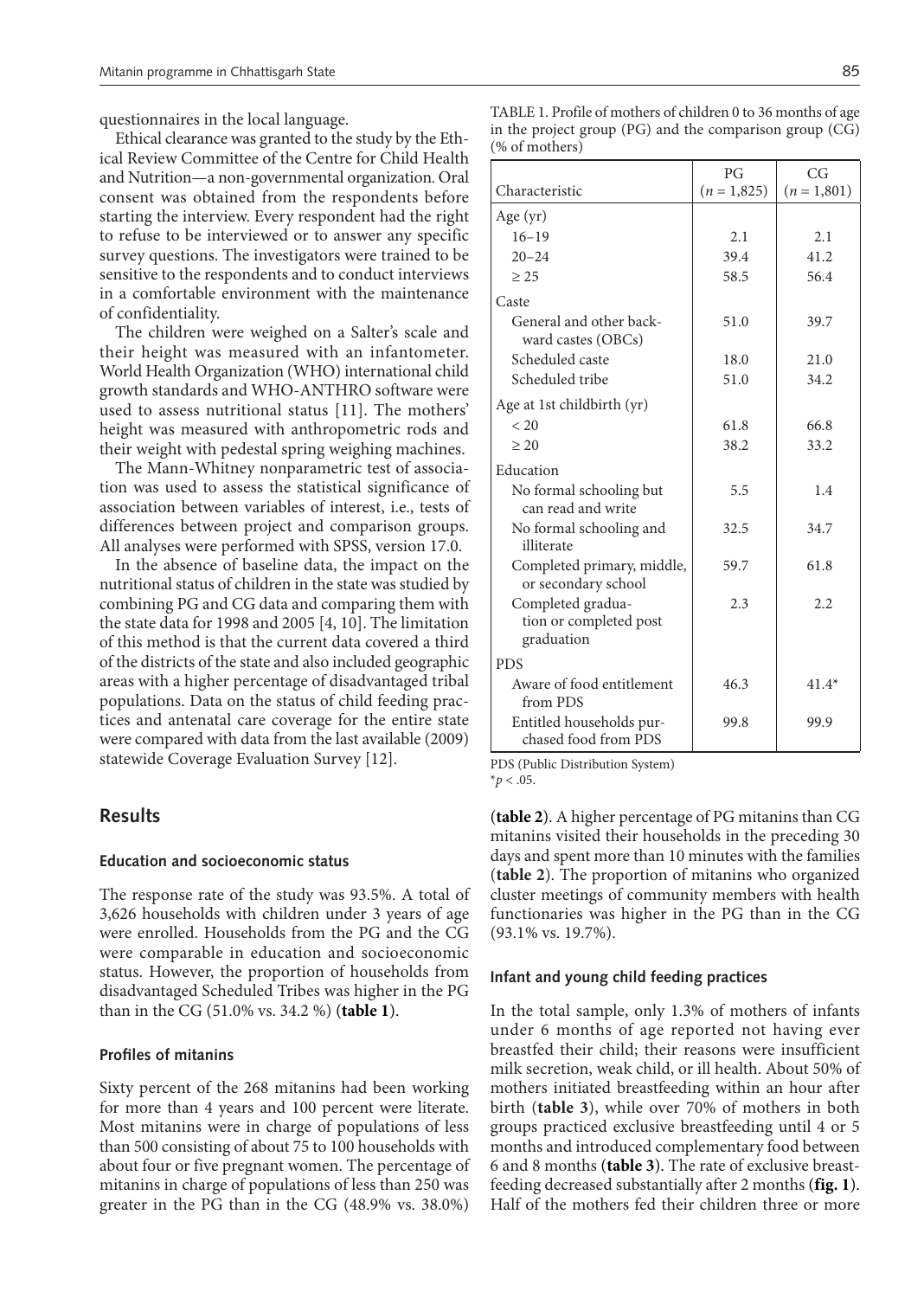questionnaires in the local language.

Ethical clearance was granted to the study by the Ethical Review Committee of the Centre for Child Health and Nutrition—a non-governmental organization. Oral consent was obtained from the respondents before starting the interview. Every respondent had the right to refuse to be interviewed or to answer any specific survey questions. The investigators were trained to be sensitive to the respondents and to conduct interviews in a comfortable environment with the maintenance of confidentiality.

The children were weighed on a Salter's scale and their height was measured with an infantometer. World Health Organization (WHO) international child growth standards and WHO-ANTHRO software were used to assess nutritional status [11]. The mothers' height was measured with anthropometric rods and their weight with pedestal spring weighing machines.

The Mann-Whitney nonparametric test of association was used to assess the statistical significance of association between variables of interest, i.e., tests of differences between project and comparison groups. All analyses were performed with SPSS, version 17.0.

In the absence of baseline data, the impact on the nutritional status of children in the state was studied by combining PG and CG data and comparing them with the state data for 1998 and 2005 [4, 10]. The limitation of this method is that the current data covered a third of the districts of the state and also included geographic areas with a higher percentage of disadvantaged tribal populations. Data on the status of child feeding practices and antenatal care coverage for the entire state were compared with data from the last available (2009) statewide Coverage Evaluation Survey [12].

TABLE 1. Profile of mothers of children 0 to 36 months of age in the project group (PG) and the comparison group (CG) (% of mothers)

| Characteristic | PG ($n$ = 1,825) | CG ($n$ = 1,801) |
|---|---|---|
| Age (yr) | | |
| 16–19 | 2.1 | 2.1 |
| 20–24 | 39.4 | 41.2 |
| ≥ 25 | 58.5 | 56.4 |
| Caste | | |
| General and other backward castes (OBCs) | 51.0 | 39.7 |
| Scheduled caste | 18.0 | 21.0 |
| Scheduled tribe | 51.0 | 34.2 |
| Age at 1st childbirth (yr) | | |
| < 20 | 61.8 | 66.8 |
| ≥ 20 | 38.2 | 33.2 |
| Education | | |
| No formal schooling but can read and write | 5.5 | 1.4 |
| No formal schooling and illiterate | 32.5 | 34.7 |
| Completed primary, middle, or secondary school | 59.7 | 61.8 |
| Completed graduation or completed post graduation | 2.3 | 2.2 |
| PDS | | |
| Aware of food entitlement from PDS | 46.3 | 41.4* |
| Entitled households purchased food from PDS | 99.8 | 99.9 |

PDS (Public Distribution System)
*$p < .05$.

## Results

### Education and socioeconomic status

The response rate of the study was 93.5%. A total of 3,626 households with children under 3 years of age were enrolled. Households from the PG and the CG were comparable in education and socioeconomic status. However, the proportion of households from disadvantaged Scheduled Tribes was higher in the PG than in the CG (51.0% vs. 34.2 %) (**table 1**).

### Profiles of mitanins

Sixty percent of the 268 mitanins had been working for more than 4 years and 100 percent were literate. Most mitanins were in charge of populations of less than 500 consisting of about 75 to 100 households with about four or five pregnant women. The percentage of mitanins in charge of populations of less than 250 was greater in the PG than in the CG (48.9% vs. 38.0%) (**table 2**). A higher percentage of PG mitanins than CG mitanins visited their households in the preceding 30 days and spent more than 10 minutes with the families (**table 2**). The proportion of mitanins who organized cluster meetings of community members with health functionaries was higher in the PG than in the CG (93.1% vs. 19.7%).

### Infant and young child feeding practices

In the total sample, only 1.3% of mothers of infants under 6 months of age reported not having ever breastfed their child; their reasons were insufficient milk secretion, weak child, or ill health. About 50% of mothers initiated breastfeeding within an hour after birth (**table 3**), while over 70% of mothers in both groups practiced exclusive breastfeeding until 4 or 5 months and introduced complementary food between 6 and 8 months (**table 3**). The rate of exclusive breastfeeding decreased substantially after 2 months (**fig. 1**). Half of the mothers fed their children three or more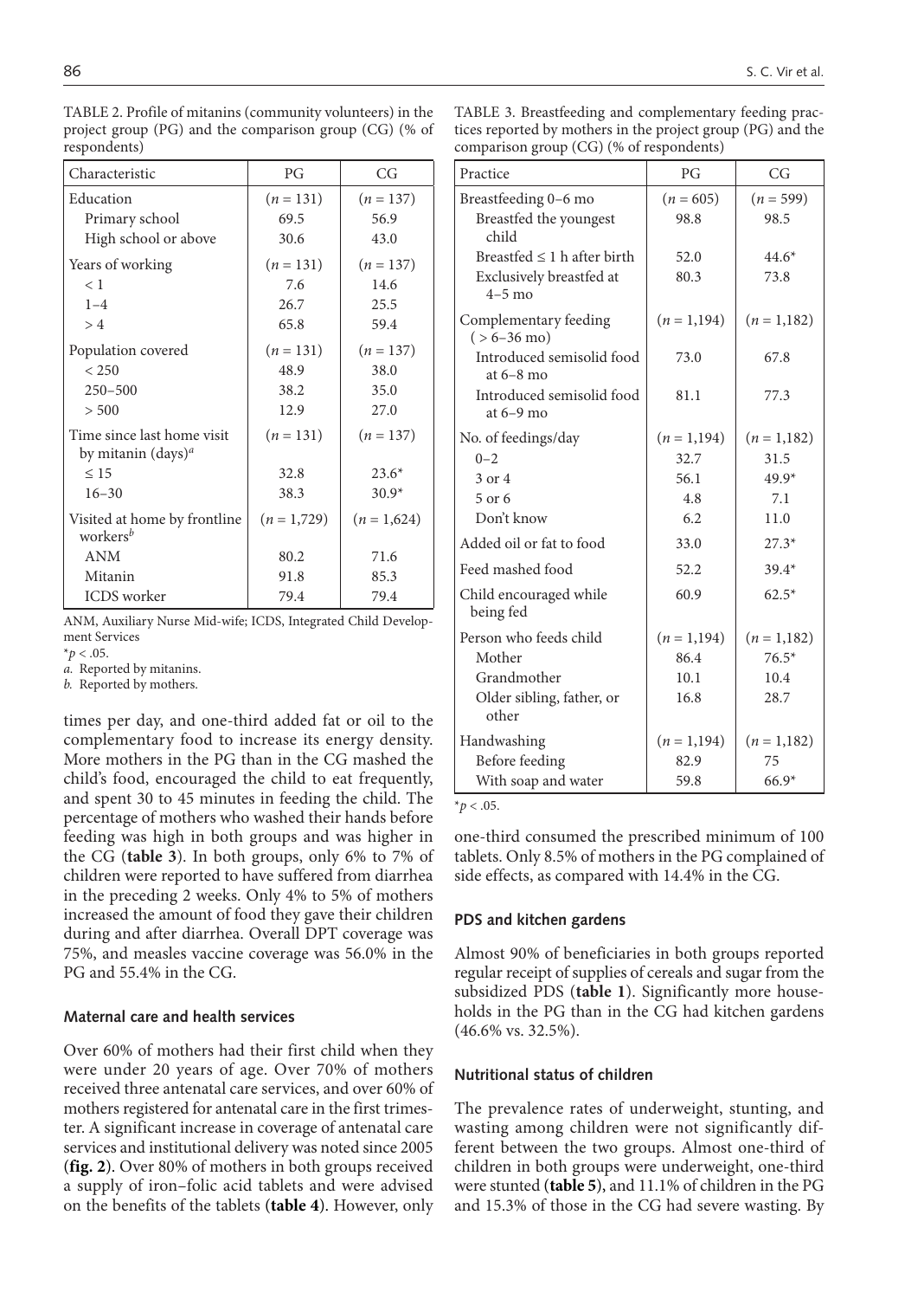TABLE 2. Profile of mitanins (community volunteers) in the project group (PG) and the comparison group (CG) (% of respondents)

| Characteristic | PG | CG |
|---|---|---|
| Education | ($n$ = 131) | ($n$ = 137) |
| Primary school | 69.5 | 56.9 |
| High school or above | 30.6 | 43.0 |
| Years of working | ($n$ = 131) | ($n$ = 137) |
| < 1 | 7.6 | 14.6 |
| 1–4 | 26.7 | 25.5 |
| > 4 | 65.8 | 59.4 |
| Population covered | ($n$ = 131) | ($n$ = 137) |
| < 250 | 48.9 | 38.0 |
| 250–500 | 38.2 | 35.0 |
| > 500 | 12.9 | 27.0 |
| Time since last home visit by mitanin (days)[a] | ($n$ = 131) | ($n$ = 137) |
| ≤ 15 | 32.8 | 23.6* |
| 16–30 | 38.3 | 30.9* |
| Visited at home by frontline workers[b] | ($n$ = 1,729) | ($n$ = 1,624) |
| ANM | 80.2 | 71.6 |
| Mitanin | 91.8 | 85.3 |
| ICDS worker | 79.4 | 79.4 |

ANM, Auxiliary Nurse Mid-wife; ICDS, Integrated Child Development Services

*$p < .05$.

*a.* Reported by mitanins.

*b.* Reported by mothers.

TABLE 3. Breastfeeding and complementary feeding practices reported by mothers in the project group (PG) and the comparison group (CG) (% of respondents)

| Practice | PG | CG |
|---|---|---|
| Breastfeeding 0–6 mo | ($n$ = 605) | ($n$ = 599) |
| Breastfed the youngest child | 98.8 | 98.5 |
| Breastfed ≤ 1 h after birth | 52.0 | 44.6* |
| Exclusively breastfed at 4–5 mo | 80.3 | 73.8 |
| Complementary feeding (> 6–36 mo) | ($n$ = 1,194) | ($n$ = 1,182) |
| Introduced semisolid food at 6–8 mo | 73.0 | 67.8 |
| Introduced semisolid food at 6–9 mo | 81.1 | 77.3 |
| No. of feedings/day | ($n$ = 1,194) | ($n$ = 1,182) |
| 0–2 | 32.7 | 31.5 |
| 3 or 4 | 56.1 | 49.9* |
| 5 or 6 | 4.8 | 7.1 |
| Don't know | 6.2 | 11.0 |
| Added oil or fat to food | 33.0 | 27.3* |
| Feed mashed food | 52.2 | 39.4* |
| Child encouraged while being fed | 60.9 | 62.5* |
| Person who feeds child | ($n$ = 1,194) | ($n$ = 1,182) |
| Mother | 86.4 | 76.5* |
| Grandmother | 10.1 | 10.4 |
| Older sibling, father, or other | 16.8 | 28.7 |
| Handwashing | ($n$ = 1,194) | ($n$ = 1,182) |
| Before feeding | 82.9 | 75 |
| With soap and water | 59.8 | 66.9* |

*$p < .05$.

times per day, and one-third added fat or oil to the complementary food to increase its energy density. More mothers in the PG than in the CG mashed the child's food, encouraged the child to eat frequently, and spent 30 to 45 minutes in feeding the child. The percentage of mothers who washed their hands before feeding was high in both groups and was higher in the CG (**table 3**). In both groups, only 6% to 7% of children were reported to have suffered from diarrhea in the preceding 2 weeks. Only 4% to 5% of mothers increased the amount of food they gave their children during and after diarrhea. Overall DPT coverage was 75%, and measles vaccine coverage was 56.0% in the PG and 55.4% in the CG.

### Maternal care and health services

Over 60% of mothers had their first child when they were under 20 years of age. Over 70% of mothers received three antenatal care services, and over 60% of mothers registered for antenatal care in the first trimester. A significant increase in coverage of antenatal care services and institutional delivery was noted since 2005 (**fig. 2**). Over 80% of mothers in both groups received a supply of iron–folic acid tablets and were advised on the benefits of the tablets (**table 4**). However, only one-third consumed the prescribed minimum of 100 tablets. Only 8.5% of mothers in the PG complained of side effects, as compared with 14.4% in the CG.

### PDS and kitchen gardens

Almost 90% of beneficiaries in both groups reported regular receipt of supplies of cereals and sugar from the subsidized PDS (**table 1**). Significantly more households in the PG than in the CG had kitchen gardens (46.6% vs. 32.5%).

### Nutritional status of children

The prevalence rates of underweight, stunting, and wasting among children were not significantly different between the two groups. Almost one-third of children in both groups were underweight, one-third were stunted (**table 5**), and 11.1% of children in the PG and 15.3% of those in the CG had severe wasting. By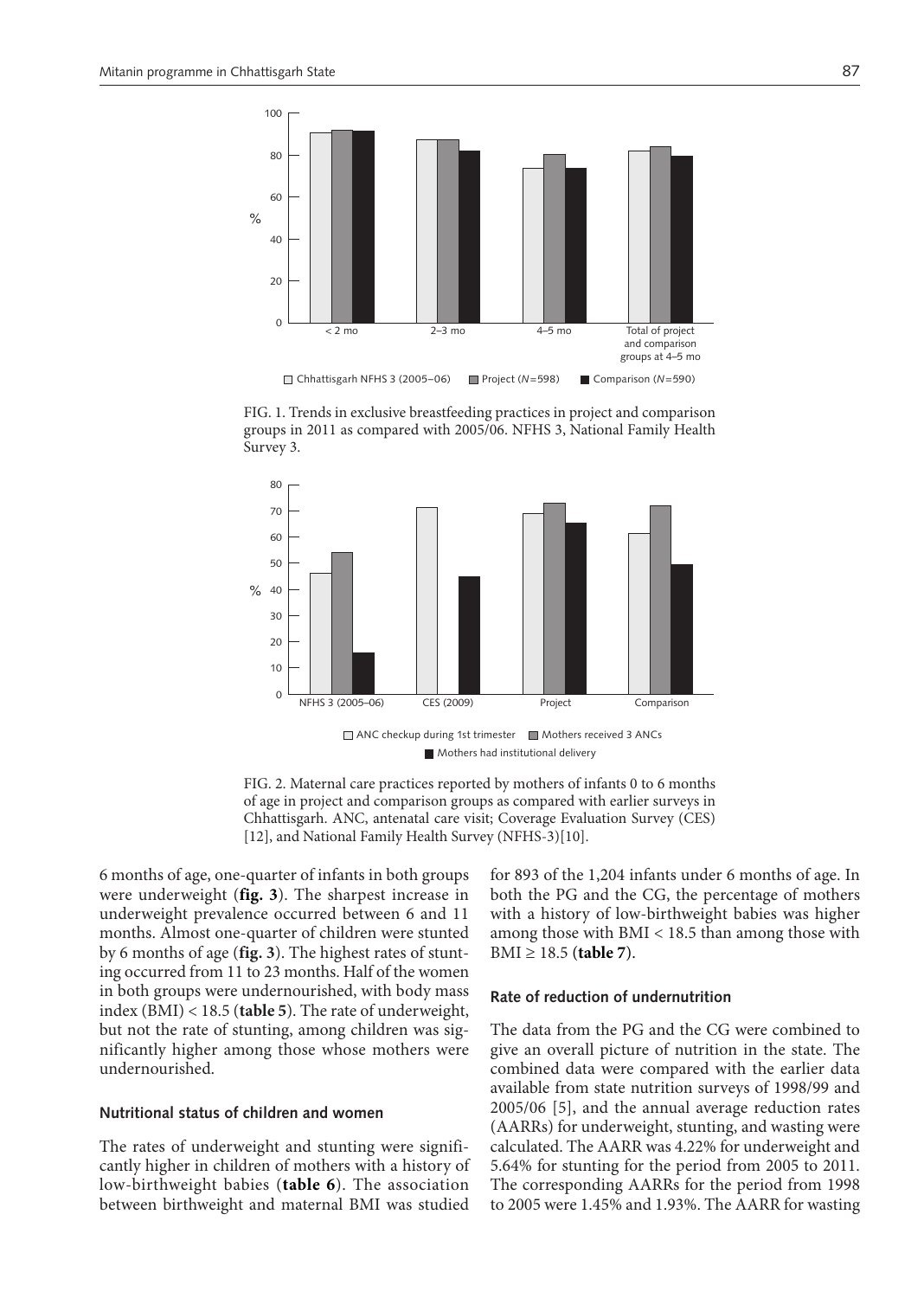FIG. 1. Trends in exclusive breastfeeding practices in project and comparison groups in 2011 as compared with 2005/06. NFHS 3, National Family Health Survey 3.

FIG. 2. Maternal care practices reported by mothers of infants 0 to 6 months of age in project and comparison groups as compared with earlier surveys in Chhattisgarh. ANC, antenatal care visit; Coverage Evaluation Survey (CES) [12], and National Family Health Survey (NFHS-3)[10].

6 months of age, one-quarter of infants in both groups were underweight (**fig. 3**). The sharpest increase in underweight prevalence occurred between 6 and 11 months. Almost one-quarter of children were stunted by 6 months of age (**fig. 3**). The highest rates of stunting occurred from 11 to 23 months. Half of the women in both groups were undernourished, with body mass index (BMI) < 18.5 (**table 5**). The rate of underweight, but not the rate of stunting, among children was significantly higher among those whose mothers were undernourished.

### Nutritional status of children and women

The rates of underweight and stunting were significantly higher in children of mothers with a history of low-birthweight babies (**table 6**). The association between birthweight and maternal BMI was studied for 893 of the 1,204 infants under 6 months of age. In both the PG and the CG, the percentage of mothers with a history of low-birthweight babies was higher among those with BMI < 18.5 than among those with BMI ≥ 18.5 (**table 7**).

### Rate of reduction of undernutrition

The data from the PG and the CG were combined to give an overall picture of nutrition in the state. The combined data were compared with the earlier data available from state nutrition surveys of 1998/99 and 2005/06 [5], and the annual average reduction rates (AARRs) for underweight, stunting, and wasting were calculated. The AARR was 4.22% for underweight and 5.64% for stunting for the period from 2005 to 2011. The corresponding AARRs for the period from 1998 to 2005 were 1.45% and 1.93%. The AARR for wasting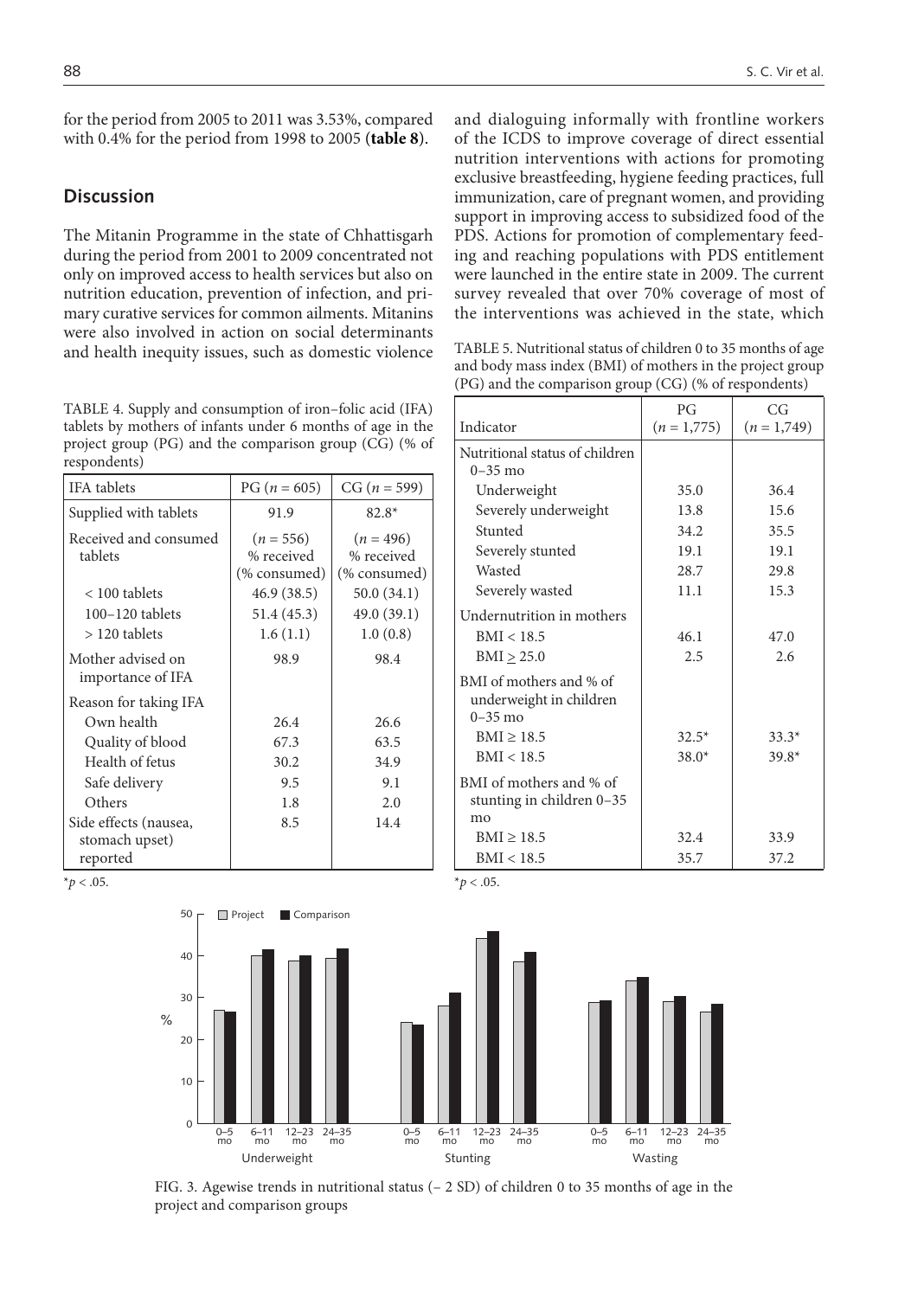for the period from 2005 to 2011 was 3.53%, compared with 0.4% for the period from 1998 to 2005 (**table 8**).

## Discussion

The Mitanin Programme in the state of Chhattisgarh during the period from 2001 to 2009 concentrated not only on improved access to health services but also on nutrition education, prevention of infection, and primary curative services for common ailments. Mitanins were also involved in action on social determinants and health inequity issues, such as domestic violence and dialoguing informally with frontline workers of the ICDS to improve coverage of direct essential nutrition interventions with actions for promoting exclusive breastfeeding, hygiene feeding practices, full immunization, care of pregnant women, and providing support in improving access to subsidized food of the PDS. Actions for promotion of complementary feeding and reaching populations with PDS entitlement were launched in the entire state in 2009. The current survey revealed that over 70% coverage of most of the interventions was achieved in the state, which

TABLE 4. Supply and consumption of iron–folic acid (IFA) tablets by mothers of infants under 6 months of age in the project group (PG) and the comparison group (CG) (% of respondents)

| IFA tablets | PG ($n$ = 605) | CG ($n$ = 599) |
|---|---|---|
| Supplied with tablets | 91.9 | 82.8* |
| Received and consumed tablets | ($n$ = 556) % received (% consumed) | ($n$ = 496) % received (% consumed) |
| < 100 tablets | 46.9 (38.5) | 50.0 (34.1) |
| 100–120 tablets | 51.4 (45.3) | 49.0 (39.1) |
| > 120 tablets | 1.6 (1.1) | 1.0 (0.8) |
| Mother advised on importance of IFA | 98.9 | 98.4 |
| Reason for taking IFA | | |
| Own health | 26.4 | 26.6 |
| Quality of blood | 67.3 | 63.5 |
| Health of fetus | 30.2 | 34.9 |
| Safe delivery | 9.5 | 9.1 |
| Others | 1.8 | 2.0 |
| Side effects (nausea, stomach upset) reported | 8.5 | 14.4 |

*$p < .05$.

TABLE 5. Nutritional status of children 0 to 35 months of age and body mass index (BMI) of mothers in the project group (PG) and the comparison group (CG) (% of respondents)

| Indicator | PG ($n$ = 1,775) | CG ($n$ = 1,749) |
|---|---|---|
| Nutritional status of children 0–35 mo | | |
| Underweight | 35.0 | 36.4 |
| Severely underweight | 13.8 | 15.6 |
| Stunted | 34.2 | 35.5 |
| Severely stunted | 19.1 | 19.1 |
| Wasted | 28.7 | 29.8 |
| Severely wasted | 11.1 | 15.3 |
| Undernutrition in mothers | | |
| BMI < 18.5 | 46.1 | 47.0 |
| BMI ≥ 25.0 | 2.5 | 2.6 |
| BMI of mothers and % of underweight in children 0–35 mo | | |
| BMI ≥ 18.5 | 32.5* | 33.3* |
| BMI < 18.5 | 38.0* | 39.8* |
| BMI of mothers and % of stunting in children 0–35 mo | | |
| BMI ≥ 18.5 | 32.4 | 33.9 |
| BMI < 18.5 | 35.7 | 37.2 |

*$p < .05$.

FIG. 3. Agewise trends in nutritional status (– 2 SD) of children 0 to 35 months of age in the project and comparison groups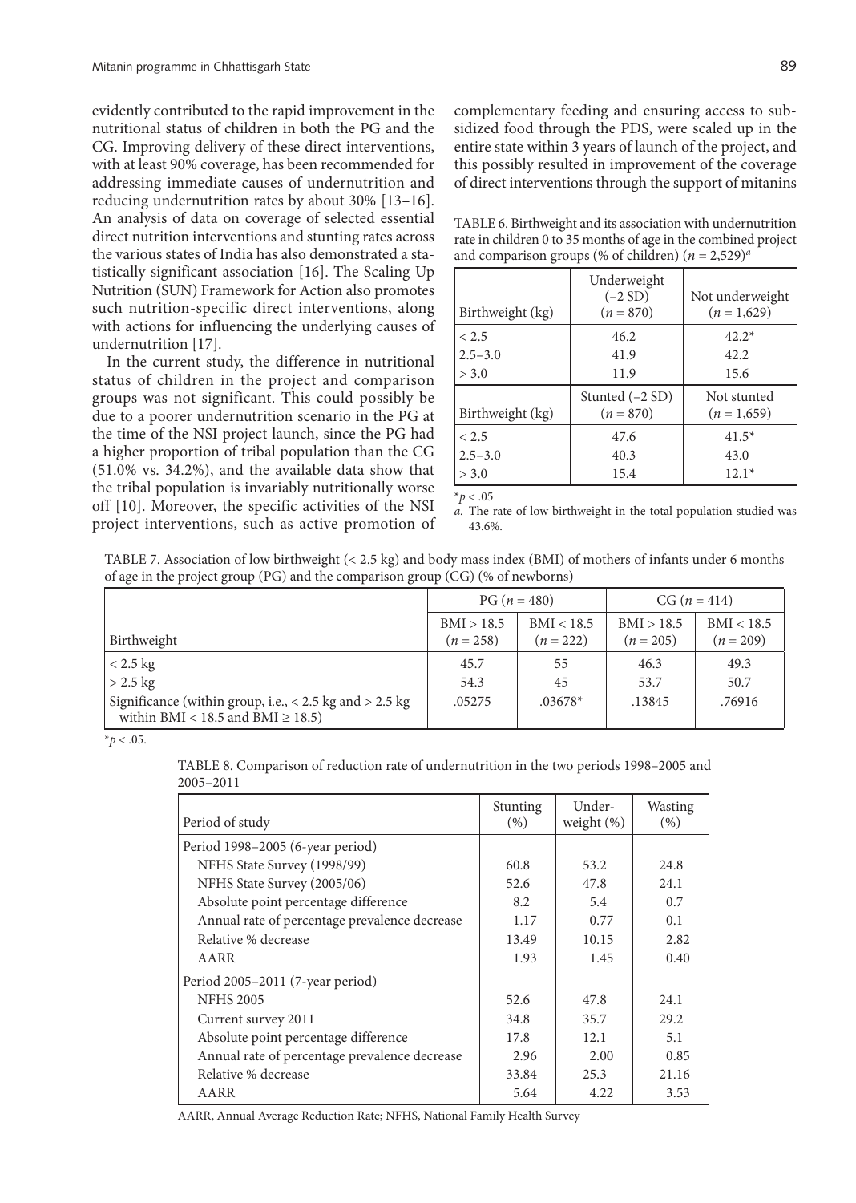evidently contributed to the rapid improvement in the nutritional status of children in both the PG and the CG. Improving delivery of these direct interventions, with at least 90% coverage, has been recommended for addressing immediate causes of undernutrition and reducing undernutrition rates by about 30% [13–16]. An analysis of data on coverage of selected essential direct nutrition interventions and stunting rates across the various states of India has also demonstrated a statistically significant association [16]. The Scaling Up Nutrition (SUN) Framework for Action also promotes such nutrition-specific direct interventions, along with actions for influencing the underlying causes of undernutrition [17].

In the current study, the difference in nutritional status of children in the project and comparison groups was not significant. This could possibly be due to a poorer undernutrition scenario in the PG at the time of the NSI project launch, since the PG had a higher proportion of tribal population than the CG (51.0% vs. 34.2%), and the available data show that the tribal population is invariably nutritionally worse off [10]. Moreover, the specific activities of the NSI project interventions, such as active promotion of complementary feeding and ensuring access to subsidized food through the PDS, were scaled up in the entire state within 3 years of launch of the project, and this possibly resulted in improvement of the coverage of direct interventions through the support of mitanins

TABLE 6. Birthweight and its association with undernutrition rate in children 0 to 35 months of age in the combined project and comparison groups (% of children) ($n$ = 2,529)[a]

| Birthweight (kg) | Underweight (–2 SD) ($n$ = 870) | Not underweight ($n$ = 1,629) |
|---|---|---|
| < 2.5 | 46.2 | 42.2* |
| 2.5–3.0 | 41.9 | 42.2 |
| > 3.0 | 11.9 | 15.6 |
| **Birthweight (kg)** | **Stunted (–2 SD) ($n$ = 870)** | **Not stunted ($n$ = 1,659)** |
| < 2.5 | 47.6 | 41.5* |
| 2.5–3.0 | 40.3 | 43.0 |
| > 3.0 | 15.4 | 12.1* |

*$p < .05$

a. The rate of low birthweight in the total population studied was 43.6%.

TABLE 7. Association of low birthweight (< 2.5 kg) and body mass index (BMI) of mothers of infants under 6 months of age in the project group (PG) and the comparison group (CG) (% of newborns)

| | PG ($n$ = 480) | | CG ($n$ = 414) | |
|---|---|---|---|---|
| Birthweight | BMI > 18.5 ($n$ = 258) | BMI < 18.5 ($n$ = 222) | BMI > 18.5 ($n$ = 205) | BMI < 18.5 ($n$ = 209) |
| < 2.5 kg | 45.7 | 55 | 46.3 | 49.3 |
| > 2.5 kg | 54.3 | 45 | 53.7 | 50.7 |
| Significance (within group, i.e., < 2.5 kg and > 2.5 kg within BMI < 18.5 and BMI ≥ 18.5) | .05275 | .03678* | .13845 | .76916 |

*$p < .05$.

TABLE 8. Comparison of reduction rate of undernutrition in the two periods 1998–2005 and 2005–2011

| Period of study | Stunting (%) | Underweight (%) | Wasting (%) |
|---|---|---|---|
| Period 1998–2005 (6-year period) | | | |
| NFHS State Survey (1998/99) | 60.8 | 53.2 | 24.8 |
| NFHS State Survey (2005/06) | 52.6 | 47.8 | 24.1 |
| Absolute point percentage difference | 8.2 | 5.4 | 0.7 |
| Annual rate of percentage prevalence decrease | 1.17 | 0.77 | 0.1 |
| Relative % decrease | 13.49 | 10.15 | 2.82 |
| AARR | 1.93 | 1.45 | 0.40 |
| Period 2005–2011 (7-year period) | | | |
| NFHS 2005 | 52.6 | 47.8 | 24.1 |
| Current survey 2011 | 34.8 | 35.7 | 29.2 |
| Absolute point percentage difference | 17.8 | 12.1 | 5.1 |
| Annual rate of percentage prevalence decrease | 2.96 | 2.00 | 0.85 |
| Relative % decrease | 33.84 | 25.3 | 21.16 |
| AARR | 5.64 | 4.22 | 3.53 |

AARR, Annual Average Reduction Rate; NFHS, National Family Health Survey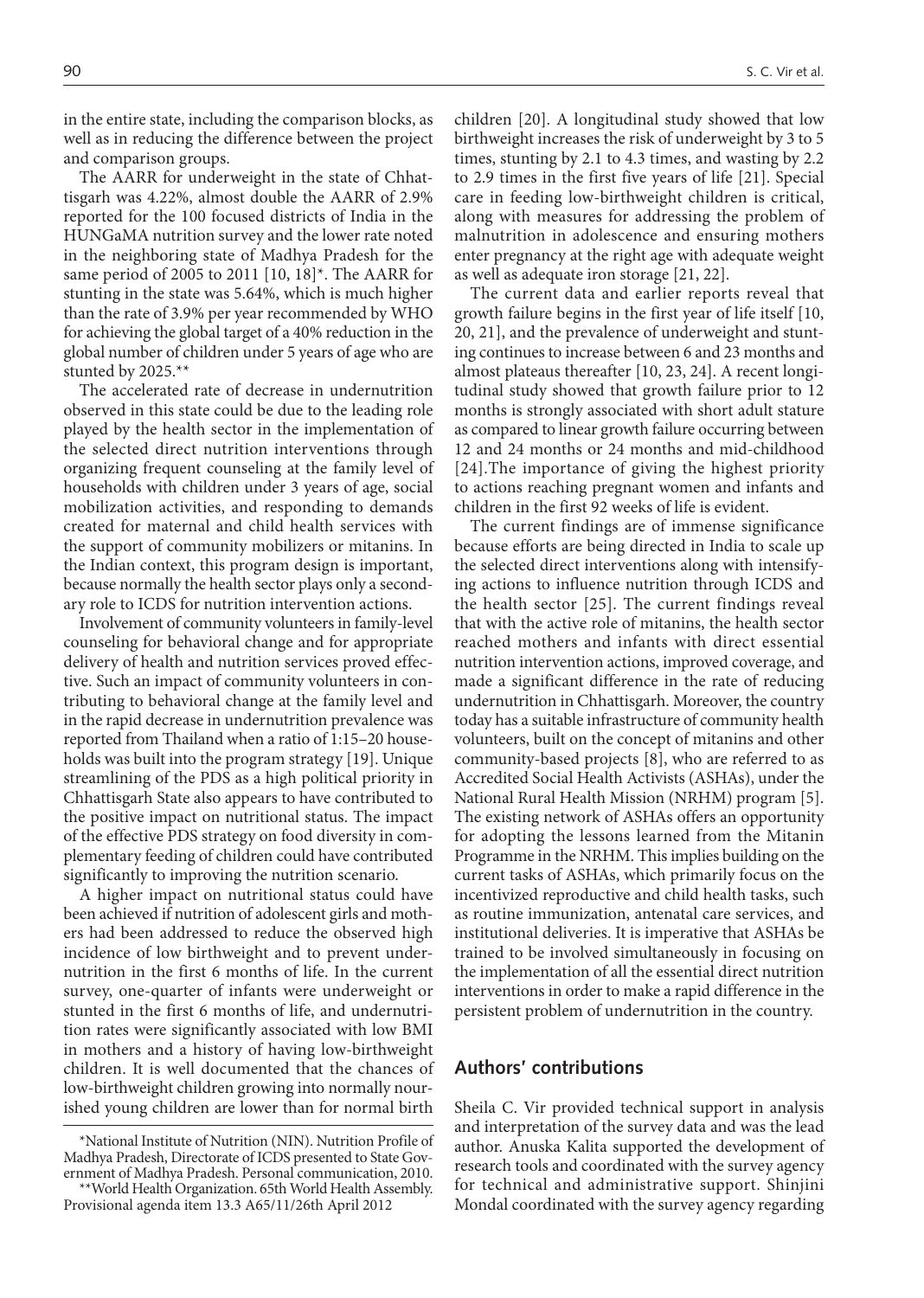in the entire state, including the comparison blocks, as well as in reducing the difference between the project and comparison groups.

The AARR for underweight in the state of Chhattisgarh was 4.22%, almost double the AARR of 2.9% reported for the 100 focused districts of India in the HUNGaMA nutrition survey and the lower rate noted in the neighboring state of Madhya Pradesh for the same period of 2005 to 2011 [10, 18]*. The AARR for stunting in the state was 5.64%, which is much higher than the rate of 3.9% per year recommended by WHO for achieving the global target of a 40% reduction in the global number of children under 5 years of age who are stunted by 2025.**

The accelerated rate of decrease in undernutrition observed in this state could be due to the leading role played by the health sector in the implementation of the selected direct nutrition interventions through organizing frequent counseling at the family level of households with children under 3 years of age, social mobilization activities, and responding to demands created for maternal and child health services with the support of community mobilizers or mitanins. In the Indian context, this program design is important, because normally the health sector plays only a secondary role to ICDS for nutrition intervention actions.

Involvement of community volunteers in family-level counseling for behavioral change and for appropriate delivery of health and nutrition services proved effective. Such an impact of community volunteers in contributing to behavioral change at the family level and in the rapid decrease in undernutrition prevalence was reported from Thailand when a ratio of 1:15–20 households was built into the program strategy [19]. Unique streamlining of the PDS as a high political priority in Chhattisgarh State also appears to have contributed to the positive impact on nutritional status. The impact of the effective PDS strategy on food diversity in complementary feeding of children could have contributed significantly to improving the nutrition scenario.

A higher impact on nutritional status could have been achieved if nutrition of adolescent girls and mothers had been addressed to reduce the observed high incidence of low birthweight and to prevent undernutrition in the first 6 months of life. In the current survey, one-quarter of infants were underweight or stunted in the first 6 months of life, and undernutrition rates were significantly associated with low BMI in mothers and a history of having low-birthweight children. It is well documented that the chances of low-birthweight children growing into normally nourished young children are lower than for normal birth children [20]. A longitudinal study showed that low birthweight increases the risk of underweight by 3 to 5 times, stunting by 2.1 to 4.3 times, and wasting by 2.2 to 2.9 times in the first five years of life [21]. Special care in feeding low-birthweight children is critical, along with measures for addressing the problem of malnutrition in adolescence and ensuring mothers enter pregnancy at the right age with adequate weight as well as adequate iron storage [21, 22].

The current data and earlier reports reveal that growth failure begins in the first year of life itself [10, 20, 21], and the prevalence of underweight and stunting continues to increase between 6 and 23 months and almost plateaus thereafter [10, 23, 24]. A recent longitudinal study showed that growth failure prior to 12 months is strongly associated with short adult stature as compared to linear growth failure occurring between 12 and 24 months or 24 months and mid-childhood [24].The importance of giving the highest priority to actions reaching pregnant women and infants and children in the first 92 weeks of life is evident.

The current findings are of immense significance because efforts are being directed in India to scale up the selected direct interventions along with intensifying actions to influence nutrition through ICDS and the health sector [25]. The current findings reveal that with the active role of mitanins, the health sector reached mothers and infants with direct essential nutrition intervention actions, improved coverage, and made a significant difference in the rate of reducing undernutrition in Chhattisgarh. Moreover, the country today has a suitable infrastructure of community health volunteers, built on the concept of mitanins and other community-based projects [8], who are referred to as Accredited Social Health Activists (ASHAs), under the National Rural Health Mission (NRHM) program [5]. The existing network of ASHAs offers an opportunity for adopting the lessons learned from the Mitanin Programme in the NRHM. This implies building on the current tasks of ASHAs, which primarily focus on the incentivized reproductive and child health tasks, such as routine immunization, antenatal care services, and institutional deliveries. It is imperative that ASHAs be trained to be involved simultaneously in focusing on the implementation of all the essential direct nutrition interventions in order to make a rapid difference in the persistent problem of undernutrition in the country.

## Authors' contributions

Sheila C. Vir provided technical support in analysis and interpretation of the survey data and was the lead author. Anuska Kalita supported the development of research tools and coordinated with the survey agency for technical and administrative support. Shinjini Mondal coordinated with the survey agency regarding

*National Institute of Nutrition (NIN). Nutrition Profile of Madhya Pradesh, Directorate of ICDS presented to State Government of Madhya Pradesh. Personal communication, 2010.

**World Health Organization. 65th World Health Assembly. Provisional agenda item 13.3 A65/11/26th April 2012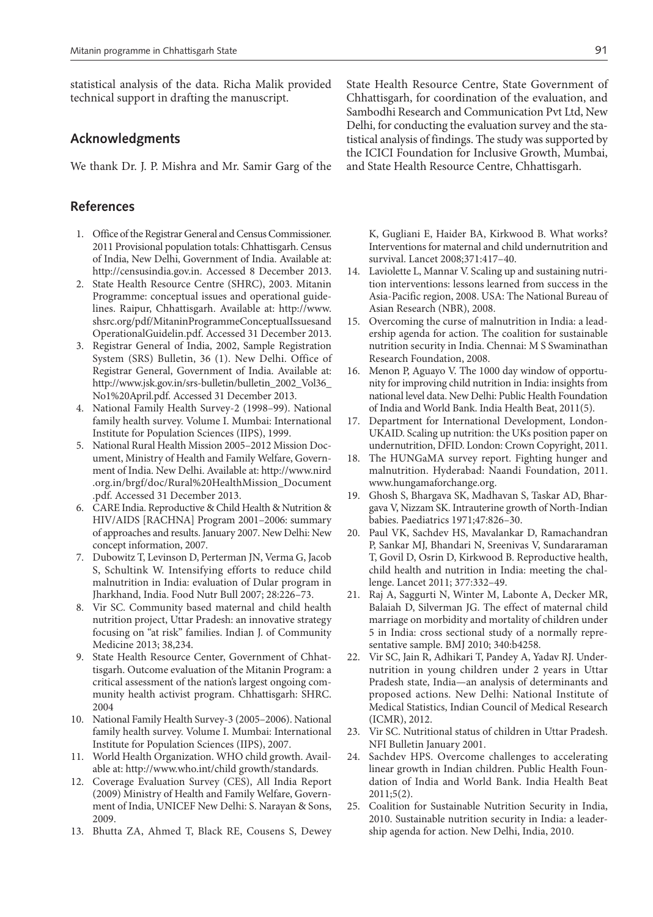statistical analysis of the data. Richa Malik provided technical support in drafting the manuscript.

## Acknowledgments

We thank Dr. J. P. Mishra and Mr. Samir Garg of the State Health Resource Centre, State Government of Chhattisgarh, for coordination of the evaluation, and Sambodhi Research and Communication Pvt Ltd, New Delhi, for conducting the evaluation survey and the statistical analysis of findings. The study was supported by the ICICI Foundation for Inclusive Growth, Mumbai, and State Health Resource Centre, Chhattisgarh.

## References

1. Office of the Registrar General and Census Commissioner. 2011 Provisional population totals: Chhattisgarh. Census of India, New Delhi, Government of India. Available at: http://censusindia.gov.in. Accessed 8 December 2013.
2. State Health Resource Centre (SHRC), 2003. Mitanin Programme: conceptual issues and operational guidelines. Raipur, Chhattisgarh. Available at: http://www.shsrc.org/pdf/MitaninProgrammeConceptualIssuesandOperationalGuidelin.pdf. Accessed 31 December 2013.
3. Registrar General of India, 2002, Sample Registration System (SRS) Bulletin, 36 (1). New Delhi. Office of Registrar General, Government of India. Available at: http://www.jsk.gov.in/srs-bulletin/bulletin_2002_Vol36_No1%20April.pdf. Accessed 31 December 2013.
4. National Family Health Survey-2 (1998–99). National family health survey. Volume I. Mumbai: International Institute for Population Sciences (IIPS), 1999.
5. National Rural Health Mission 2005–2012 Mission Document, Ministry of Health and Family Welfare, Government of India. New Delhi. Available at: http://www.nird.org.in/brgf/doc/Rural%20HealthMission_Document.pdf. Accessed 31 December 2013.
6. CARE India. Reproductive & Child Health & Nutrition & HIV/AIDS [RACHNA] Program 2001–2006: summary of approaches and results. January 2007. New Delhi: New concept information, 2007.
7. Dubowitz T, Levinson D, Perterman JN, Verma G, Jacob S, Schultink W. Intensifying efforts to reduce child malnutrition in India: evaluation of Dular program in Jharkhand, India. Food Nutr Bull 2007; 28:226–73.
8. Vir SC. Community based maternal and child health nutrition project, Uttar Pradesh: an innovative strategy focusing on "at risk" families. Indian J. of Community Medicine 2013; 38,234.
9. State Health Resource Center, Government of Chhattisgarh. Outcome evaluation of the Mitanin Program: a critical assessment of the nation's largest ongoing community health activist program. Chhattisgarh: SHRC. 2004
10. National Family Health Survey-3 (2005–2006). National family health survey. Volume I. Mumbai: International Institute for Population Sciences (IIPS), 2007.
11. World Health Organization. WHO child growth. Available at: http://www.who.int/child growth/standards.
12. Coverage Evaluation Survey (CES), All India Report (2009) Ministry of Health and Family Welfare, Government of India, UNICEF New Delhi: S. Narayan & Sons, 2009.
13. Bhutta ZA, Ahmed T, Black RE, Cousens S, Dewey K, Gugliani E, Haider BA, Kirkwood B. What works? Interventions for maternal and child undernutrition and survival. Lancet 2008;371:417–40.
14. Laviolette L, Mannar V. Scaling up and sustaining nutrition interventions: lessons learned from success in the Asia-Pacific region, 2008. USA: The National Bureau of Asian Research (NBR), 2008.
15. Overcoming the curse of malnutrition in India: a leadership agenda for action. The coalition for sustainable nutrition security in India. Chennai: M S Swaminathan Research Foundation, 2008.
16. Menon P, Aguayo V. The 1000 day window of opportunity for improving child nutrition in India: insights from national level data. New Delhi: Public Health Foundation of India and World Bank. India Health Beat, 2011(5).
17. Department for International Development, London-UKAID. Scaling up nutrition: the UKs position paper on undernutrition, DFID. London: Crown Copyright, 2011.
18. The HUNGaMA survey report. Fighting hunger and malnutrition. Hyderabad: Naandi Foundation, 2011. www.hungamaforchange.org.
19. Ghosh S, Bhargava SK, Madhavan S, Taskar AD, Bhargava V, Nizzam SK. Intrauterine growth of North-Indian babies. Paediatrics 1971;47:826–30.
20. Paul VK, Sachdev HS, Mavalankar D, Ramachandran P, Sankar MJ, Bhandari N, Sreenivas V, Sundararaman T, Govil D, Osrin D, Kirkwood B. Reproductive health, child health and nutrition in India: meeting the challenge. Lancet 2011; 377:332–49.
21. Raj A, Saggurti N, Winter M, Labonte A, Decker MR, Balaiah D, Silverman JG. The effect of maternal child marriage on morbidity and mortality of children under 5 in India: cross sectional study of a normally representative sample. BMJ 2010; 340:b4258.
22. Vir SC, Jain R, Adhikari T, Pandey A, Yadav RJ. Undernutrition in young children under 2 years in Uttar Pradesh state, India—an analysis of determinants and proposed actions. New Delhi: National Institute of Medical Statistics, Indian Council of Medical Research (ICMR), 2012.
23. Vir SC. Nutritional status of children in Uttar Pradesh. NFI Bulletin January 2001.
24. Sachdev HPS. Overcome challenges to accelerating linear growth in Indian children. Public Health Foundation of India and World Bank. India Health Beat 2011;5(2).
25. Coalition for Sustainable Nutrition Security in India, 2010. Sustainable nutrition security in India: a leadership agenda for action. New Delhi, India, 2010.